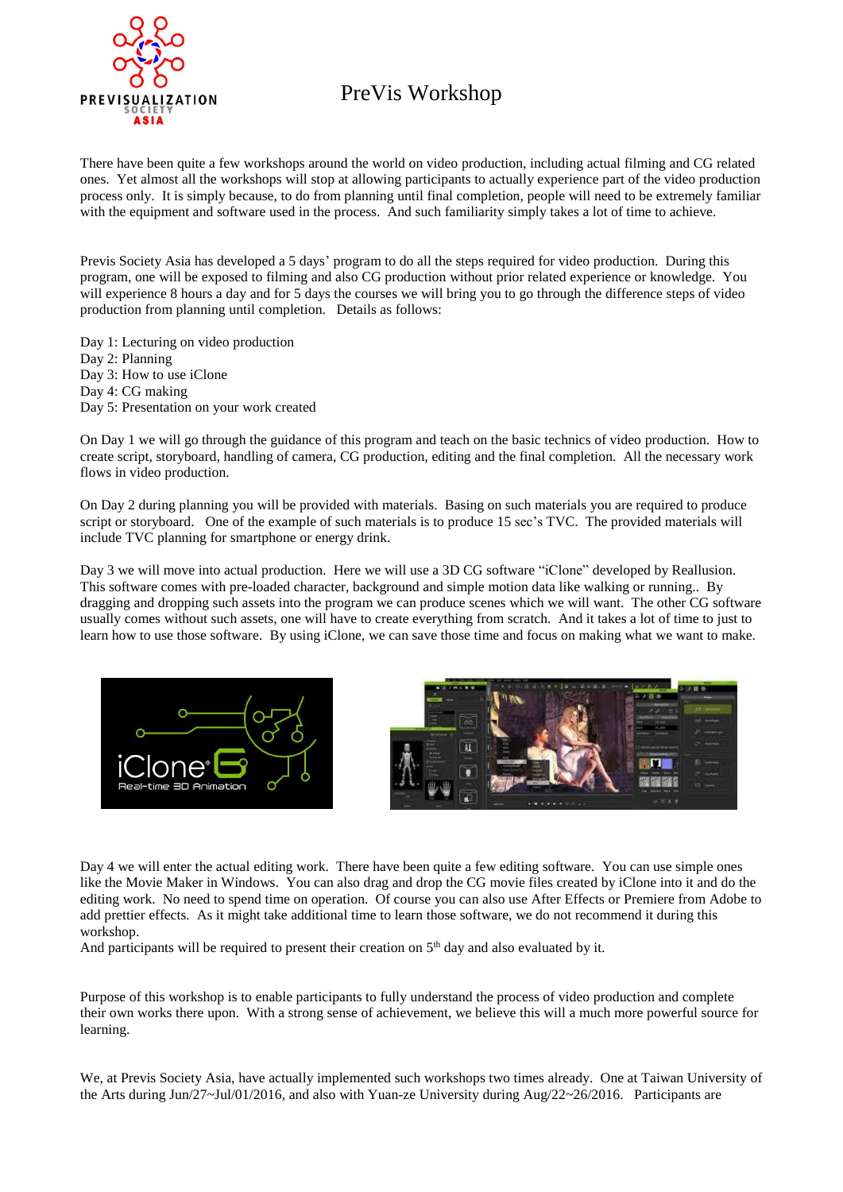# PreVis Workshop

There have been quite a few workshops around the world on video production, including actual filming and CG related ones. Yet almost all the workshops will stop at allowing participants to actually experience part of the video production process only. It is simply because, to do from planning until final completion, people will need to be extremely familiar with the equipment and software used in the process. And such familiarity simply takes a lot of time to achieve.

Previs Society Asia has developed a 5 days' program to do all the steps required for video production. During this program, one will be exposed to filming and also CG production without prior related experience or knowledge. You will experience 8 hours a day and for 5 days the courses we will bring you to go through the difference steps of video production from planning until completion. Details as follows:

Day 1: Lecturing on video production
Day 2: Planning
Day 3: How to use iClone
Day 4: CG making
Day 5: Presentation on your work created

On Day 1 we will go through the guidance of this program and teach on the basic technics of video production. How to create script, storyboard, handling of camera, CG production, editing and the final completion. All the necessary work flows in video production.

On Day 2 during planning you will be provided with materials. Basing on such materials you are required to produce script or storyboard. One of the example of such materials is to produce 15 sec's TVC. The provided materials will include TVC planning for smartphone or energy drink.

Day 3 we will move into actual production. Here we will use a 3D CG software "iClone" developed by Reallusion. This software comes with pre-loaded character, background and simple motion data like walking or running.. By dragging and dropping such assets into the program we can produce scenes which we will want. The other CG software usually comes without such assets, one will have to create everything from scratch. And it takes a lot of time to just to learn how to use those software. By using iClone, we can save those time and focus on making what we want to make.

Day 4 we will enter the actual editing work. There have been quite a few editing software. You can use simple ones like the Movie Maker in Windows. You can also drag and drop the CG movie files created by iClone into it and do the editing work. No need to spend time on operation. Of course you can also use After Effects or Premiere from Adobe to add prettier effects. As it might take additional time to learn those software, we do not recommend it during this workshop.
And participants will be required to present their creation on 5th day and also evaluated by it.

Purpose of this workshop is to enable participants to fully understand the process of video production and complete their own works there upon. With a strong sense of achievement, we believe this will a much more powerful source for learning.

We, at Previs Society Asia, have actually implemented such workshops two times already. One at Taiwan University of the Arts during Jun/27~Jul/01/2016, and also with Yuan-ze University during Aug/22~26/2016. Participants are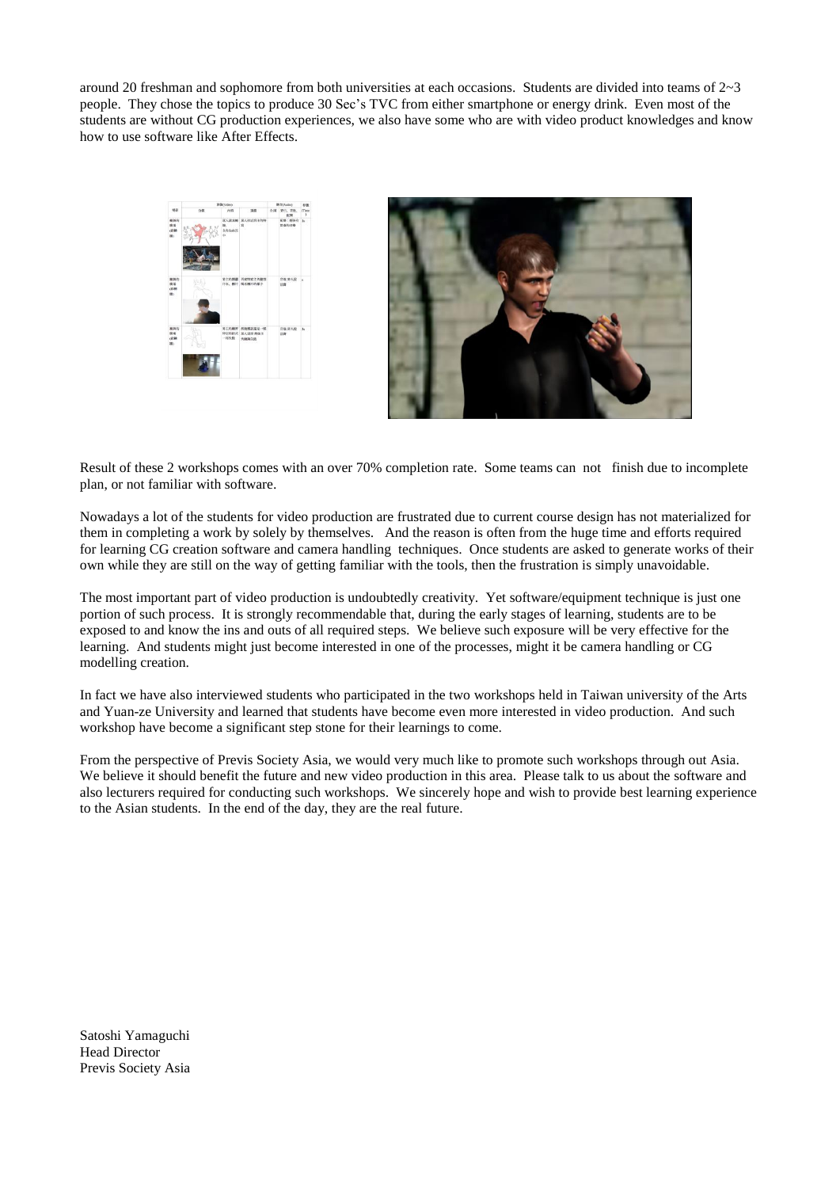around 20 freshman and sophomore from both universities at each occasions. Students are divided into teams of 2~3 people. They chose the topics to produce 30 Sec's TVC from either smartphone or energy drink. Even most of the students are without CG production experiences, we also have some who are with video product knowledges and know how to use software like After Effects.

Result of these 2 workshops comes with an over 70% completion rate. Some teams can not finish due to incomplete plan, or not familiar with software.

Nowadays a lot of the students for video production are frustrated due to current course design has not materialized for them in completing a work by solely by themselves. And the reason is often from the huge time and efforts required for learning CG creation software and camera handling techniques. Once students are asked to generate works of their own while they are still on the way of getting familiar with the tools, then the frustration is simply unavoidable.

The most important part of video production is undoubtedly creativity. Yet software/equipment technique is just one portion of such process. It is strongly recommendable that, during the early stages of learning, students are to be exposed to and know the ins and outs of all required steps. We believe such exposure will be very effective for the learning. And students might just become interested in one of the processes, might it be camera handling or CG modelling creation.

In fact we have also interviewed students who participated in the two workshops held in Taiwan university of the Arts and Yuan-ze University and learned that students have become even more interested in video production. And such workshop have become a significant step stone for their learnings to come.

From the perspective of Previs Society Asia, we would very much like to promote such workshops through out Asia. We believe it should benefit the future and new video production in this area. Please talk to us about the software and also lecturers required for conducting such workshops. We sincerely hope and wish to provide best learning experience to the Asian students. In the end of the day, they are the real future.

Satoshi Yamaguchi
Head Director
Previs Society Asia